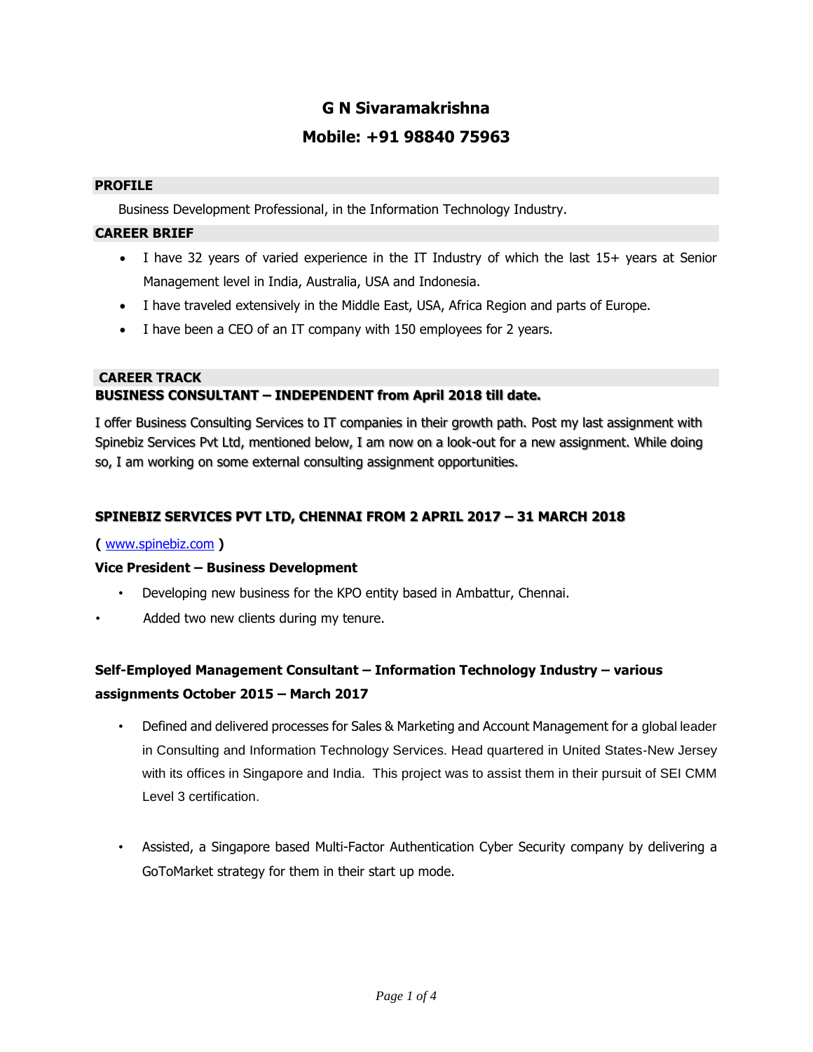# G N Sivaramakrishna

## Mobile: +91 98840 75963

### PROFILE

Business Development Professional, in the Information Technology Industry.

### CAREER BRIEF

- I have 32 years of varied experience in the IT Industry of which the last 15+ years at Senior Management level in India, Australia, USA and Indonesia.
- I have traveled extensively in the Middle East, USA, Africa Region and parts of Europe.
- I have been a CEO of an IT company with 150 employees for 2 years.

### CAREER TRACK

**BUSINESS CONSULTANT – INDEPENDENT from April 2018 till date.**

I offer Business Consulting Services to IT companies in their growth path. Post my last assignment with Spinebiz Services Pvt Ltd, mentioned below, I am now on a look-out for a new assignment. While doing so, I am working on some external consulting assignment opportunities.

**SPINEBIZ SERVICES PVT LTD, CHENNAI FROM 2 APRIL 2017 – 31 MARCH 2018**

**(** www.spinebiz.com **)**

**Vice President – Business Development**

- Developing new business for the KPO entity based in Ambattur, Chennai.
- Added two new clients during my tenure.

**Self-Employed Management Consultant – Information Technology Industry – various assignments October 2015 – March 2017**

- Defined and delivered processes for Sales & Marketing and Account Management for a global leader in Consulting and Information Technology Services. Head quartered in United States-New Jersey with its offices in Singapore and India. This project was to assist them in their pursuit of SEI CMM Level 3 certification.
- Assisted, a Singapore based Multi-Factor Authentication Cyber Security company by delivering a GoToMarket strategy for them in their start up mode.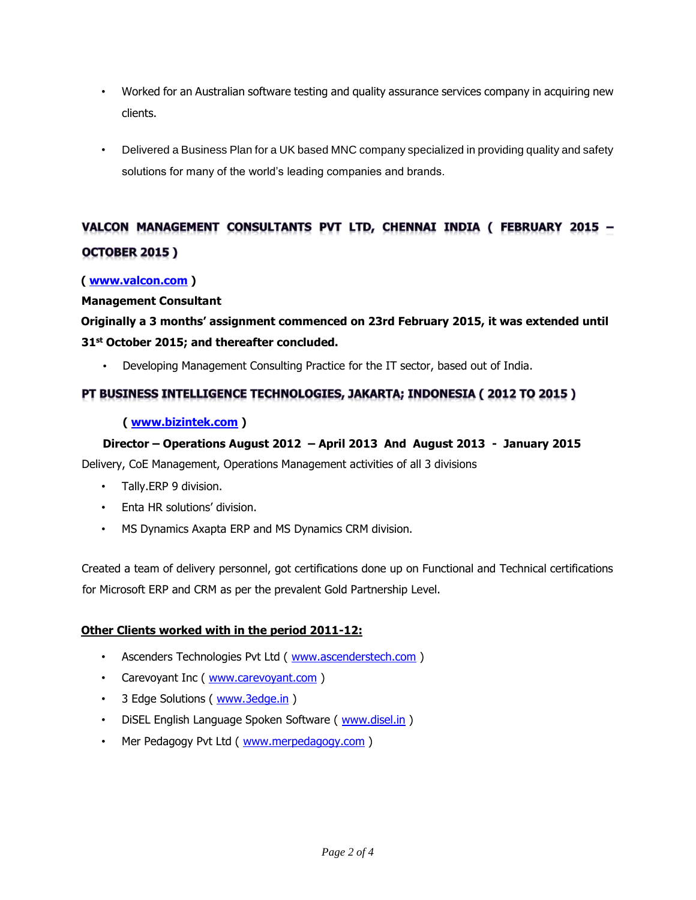- Worked for an Australian software testing and quality assurance services company in acquiring new clients.

- Delivered a Business Plan for a UK based MNC company specialized in providing quality and safety solutions for many of the world's leading companies and brands.

## VALCON MANAGEMENT CONSULTANTS PVT LTD, CHENNAI INDIA ( FEBRUARY 2015 – OCTOBER 2015 )

**( www.valcon.com )**

**Management Consultant**

**Originally a 3 months' assignment commenced on 23rd February 2015, it was extended until 31st October 2015; and thereafter concluded.**

- Developing Management Consulting Practice for the IT sector, based out of India.

## PT BUSINESS INTELLIGENCE TECHNOLOGIES, JAKARTA; INDONESIA ( 2012 TO 2015 )

**( www.bizintek.com )**

**Director – Operations August 2012 – April 2013 And August 2013 - January 2015**

Delivery, CoE Management, Operations Management activities of all 3 divisions

- Tally.ERP 9 division.
- Enta HR solutions' division.
- MS Dynamics Axapta ERP and MS Dynamics CRM division.

Created a team of delivery personnel, got certifications done up on Functional and Technical certifications for Microsoft ERP and CRM as per the prevalent Gold Partnership Level.

**<u>Other Clients worked with in the period 2011-12:</u>**

- Ascenders Technologies Pvt Ltd ( www.ascenderstech.com )
- Carevoyant Inc ( www.carevoyant.com )
- 3 Edge Solutions ( www.3edge.in )
- DiSEL English Language Spoken Software ( www.disel.in )
- Mer Pedagogy Pvt Ltd ( www.merpedagogy.com )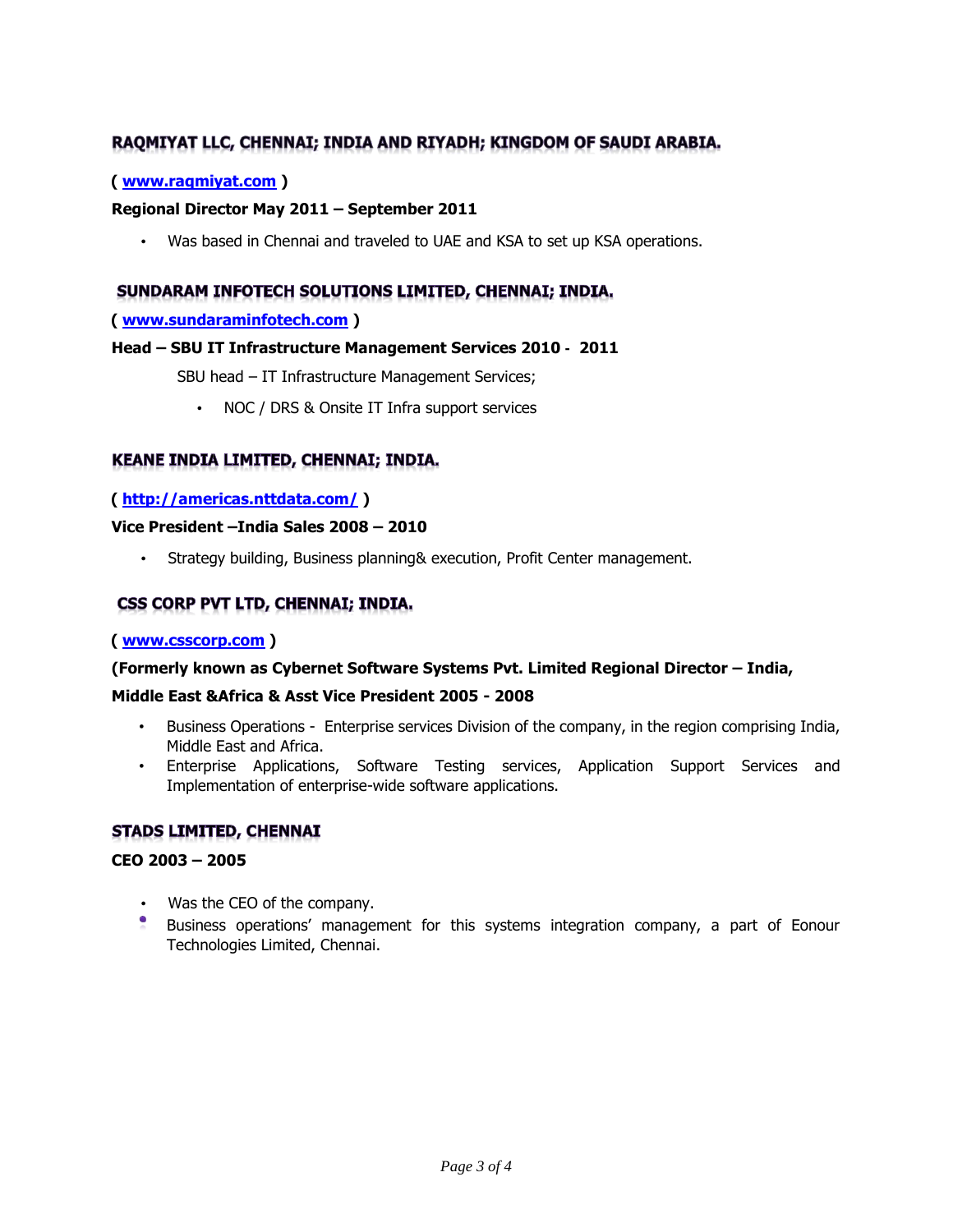### RAQMIYAT LLC, CHENNAI; INDIA AND RIYADH; KINGDOM OF SAUDI ARABIA.

**( www.raqmiyat.com )**

**Regional Director May 2011 – September 2011**

- Was based in Chennai and traveled to UAE and KSA to set up KSA operations.

### SUNDARAM INFOTECH SOLUTIONS LIMITED, CHENNAI; INDIA.

**( www.sundaraminfotech.com )**

**Head – SBU IT Infrastructure Management Services 2010 - 2011**

SBU head – IT Infrastructure Management Services;

- NOC / DRS & Onsite IT Infra support services

### KEANE INDIA LIMITED, CHENNAI; INDIA.

**( http://americas.nttdata.com/ )**

**Vice President –India Sales 2008 – 2010**

- Strategy building, Business planning& execution, Profit Center management.

### CSS CORP PVT LTD, CHENNAI; INDIA.

**( www.csscorp.com )**

**(Formerly known as Cybernet Software Systems Pvt. Limited Regional Director – India, Middle East &Africa & Asst Vice President 2005 - 2008**

- Business Operations - Enterprise services Division of the company, in the region comprising India, Middle East and Africa.
- Enterprise Applications, Software Testing services, Application Support Services and Implementation of enterprise-wide software applications.

### STADS LIMITED, CHENNAI

**CEO 2003 – 2005**

- Was the CEO of the company.
- Business operations' management for this systems integration company, a part of Eonour Technologies Limited, Chennai.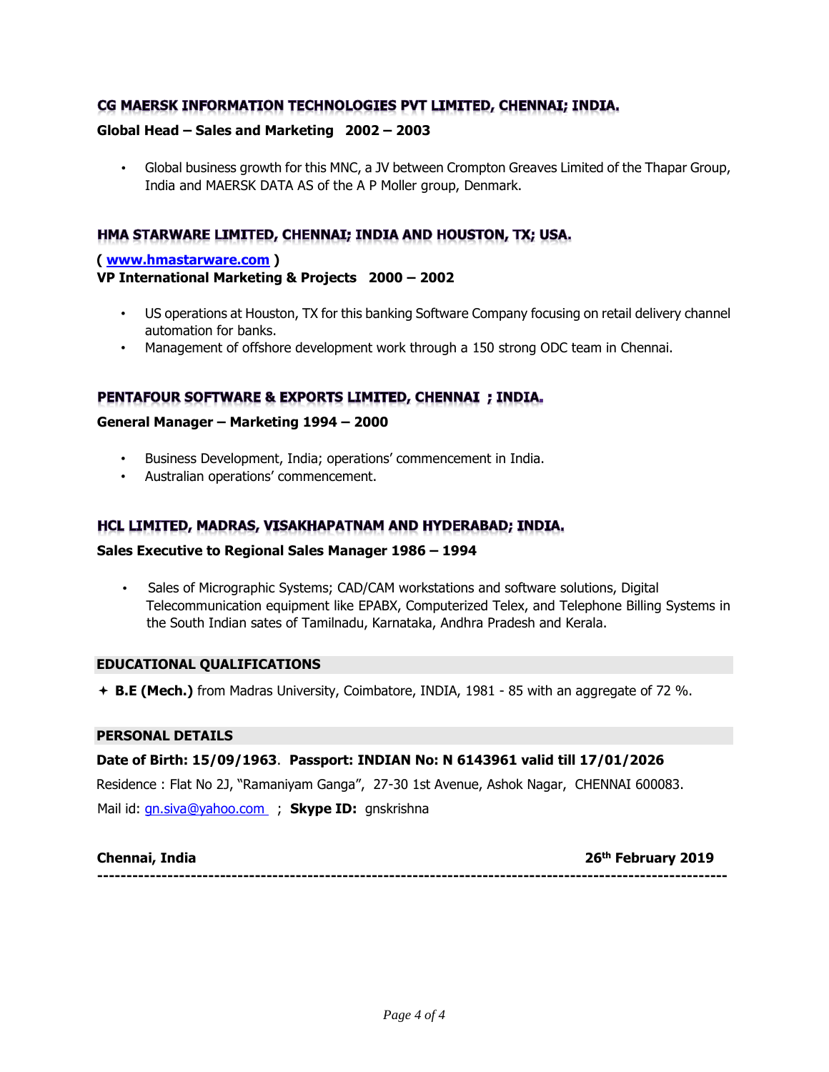### CG MAERSK INFORMATION TECHNOLOGIES PVT LIMITED, CHENNAI; INDIA.

**Global Head – Sales and Marketing 2002 – 2003**

- Global business growth for this MNC, a JV between Crompton Greaves Limited of the Thapar Group, India and MAERSK DATA AS of the A P Moller group, Denmark.

### HMA STARWARE LIMITED, CHENNAI; INDIA AND HOUSTON, TX; USA.

**( [www.hmastarware.com](http://www.hmastarware.com) )**
**VP International Marketing & Projects 2000 – 2002**

- US operations at Houston, TX for this banking Software Company focusing on retail delivery channel automation for banks.
- Management of offshore development work through a 150 strong ODC team in Chennai.

### PENTAFOUR SOFTWARE & EXPORTS LIMITED, CHENNAI ; INDIA.

**General Manager – Marketing 1994 – 2000**

- Business Development, India; operations' commencement in India.
- Australian operations' commencement.

### HCL LIMITED, MADRAS, VISAKHAPATNAM AND HYDERABAD; INDIA.

**Sales Executive to Regional Sales Manager 1986 – 1994**

- Sales of Micrographic Systems; CAD/CAM workstations and software solutions, Digital Telecommunication equipment like EPABX, Computerized Telex, and Telephone Billing Systems in the South Indian sates of Tamilnadu, Karnataka, Andhra Pradesh and Kerala.

## EDUCATIONAL QUALIFICATIONS

✦ **B.E (Mech.)** from Madras University, Coimbatore, INDIA, 1981 - 85 with an aggregate of 72 %.

## PERSONAL DETAILS

**Date of Birth: 15/09/1963**. **Passport: INDIAN No: N 6143961 valid till 17/01/2026**

Residence : Flat No 2J, "Ramaniyam Ganga", 27-30 1st Avenue, Ashok Nagar, CHENNAI 600083.

Mail id: gn.siva@yahoo.com ; **Skype ID:** gnskrishna

**Chennai, India** **26th February 2019**

---